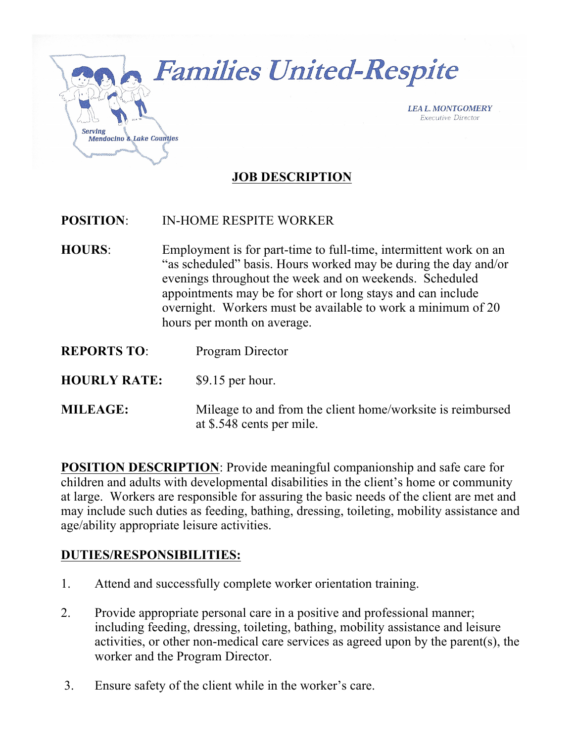# Families United-Respite

Serving Mendocino & Lake Counties

***LEA L. MONTGOMERY***
*Executive Director*

## JOB DESCRIPTION

**POSITION**: IN-HOME RESPITE WORKER

**HOURS**: Employment is for part-time to full-time, intermittent work on an "as scheduled" basis. Hours worked may be during the day and/or evenings throughout the week and on weekends. Scheduled appointments may be for short or long stays and can include overnight. Workers must be available to work a minimum of 20 hours per month on average.

**REPORTS TO**: Program Director

**HOURLY RATE:** $9.15 per hour.

**MILEAGE:** Mileage to and from the client home/worksite is reimbursed at $.548 cents per mile.

**POSITION DESCRIPTION**: Provide meaningful companionship and safe care for children and adults with developmental disabilities in the client's home or community at large. Workers are responsible for assuring the basic needs of the client are met and may include such duties as feeding, bathing, dressing, toileting, mobility assistance and age/ability appropriate leisure activities.

**DUTIES/RESPONSIBILITIES:**

1. Attend and successfully complete worker orientation training.

2. Provide appropriate personal care in a positive and professional manner; including feeding, dressing, toileting, bathing, mobility assistance and leisure activities, or other non-medical care services as agreed upon by the parent(s), the worker and the Program Director.

3. Ensure safety of the client while in the worker's care.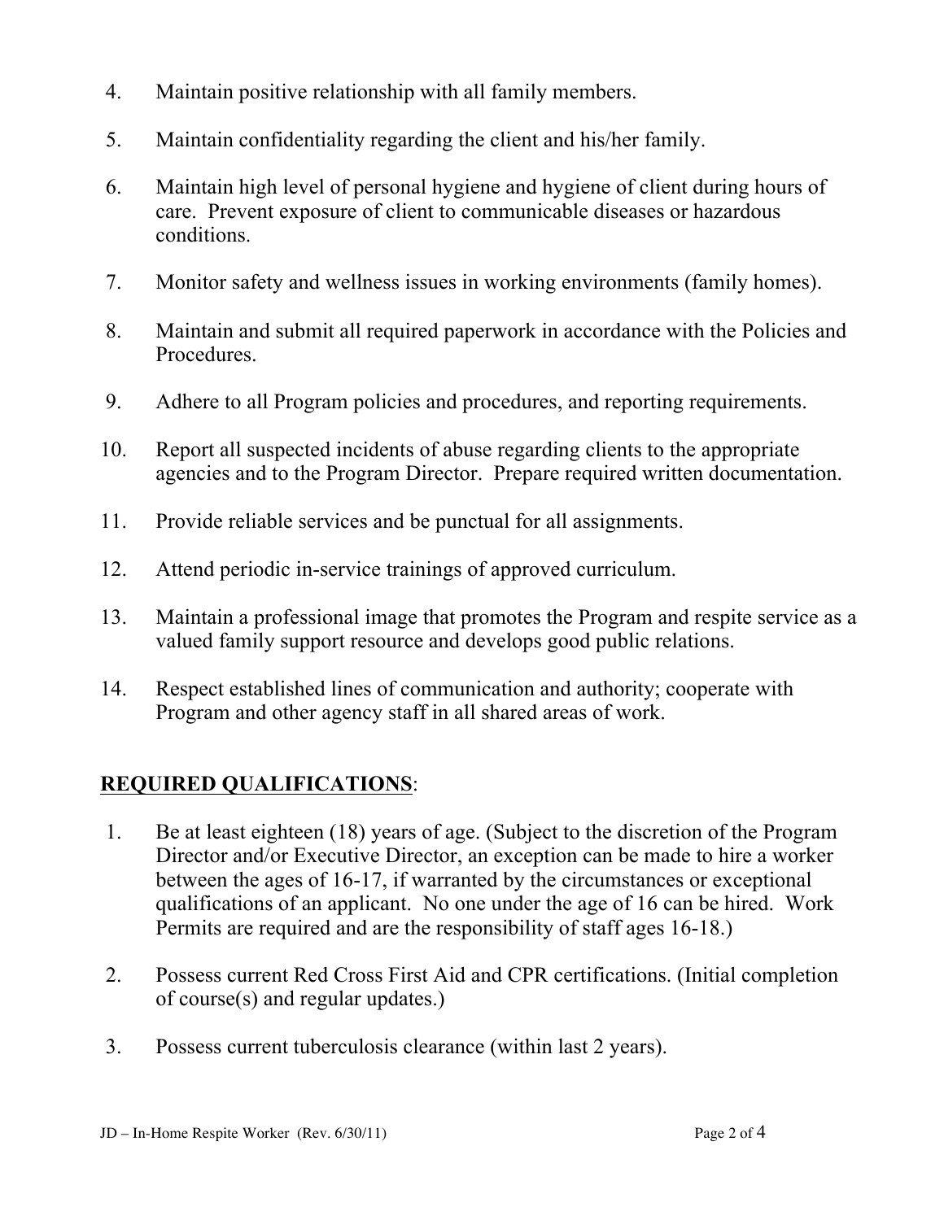4. Maintain positive relationship with all family members.

5. Maintain confidentiality regarding the client and his/her family.

6. Maintain high level of personal hygiene and hygiene of client during hours of care. Prevent exposure of client to communicable diseases or hazardous conditions.

7. Monitor safety and wellness issues in working environments (family homes).

8. Maintain and submit all required paperwork in accordance with the Policies and Procedures.

9. Adhere to all Program policies and procedures, and reporting requirements.

10. Report all suspected incidents of abuse regarding clients to the appropriate agencies and to the Program Director. Prepare required written documentation.

11. Provide reliable services and be punctual for all assignments.

12. Attend periodic in-service trainings of approved curriculum.

13. Maintain a professional image that promotes the Program and respite service as a valued family support resource and develops good public relations.

14. Respect established lines of communication and authority; cooperate with Program and other agency staff in all shared areas of work.

## **REQUIRED QUALIFICATIONS**:

1. Be at least eighteen (18) years of age. (Subject to the discretion of the Program Director and/or Executive Director, an exception can be made to hire a worker between the ages of 16-17, if warranted by the circumstances or exceptional qualifications of an applicant. No one under the age of 16 can be hired. Work Permits are required and are the responsibility of staff ages 16-18.)

2. Possess current Red Cross First Aid and CPR certifications. (Initial completion of course(s) and regular updates.)

3. Possess current tuberculosis clearance (within last 2 years).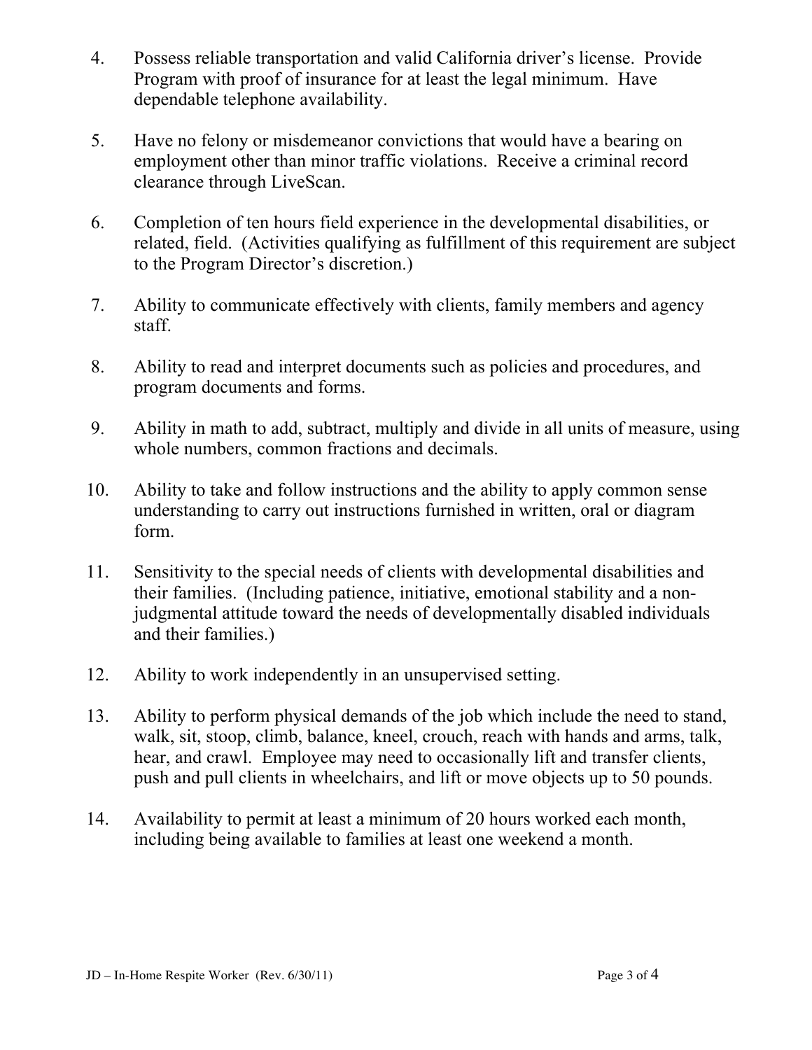4. Possess reliable transportation and valid California driver's license. Provide Program with proof of insurance for at least the legal minimum. Have dependable telephone availability.

5. Have no felony or misdemeanor convictions that would have a bearing on employment other than minor traffic violations. Receive a criminal record clearance through LiveScan.

6. Completion of ten hours field experience in the developmental disabilities, or related, field. (Activities qualifying as fulfillment of this requirement are subject to the Program Director's discretion.)

7. Ability to communicate effectively with clients, family members and agency staff.

8. Ability to read and interpret documents such as policies and procedures, and program documents and forms.

9. Ability in math to add, subtract, multiply and divide in all units of measure, using whole numbers, common fractions and decimals.

10. Ability to take and follow instructions and the ability to apply common sense understanding to carry out instructions furnished in written, oral or diagram form.

11. Sensitivity to the special needs of clients with developmental disabilities and their families. (Including patience, initiative, emotional stability and a non-judgmental attitude toward the needs of developmentally disabled individuals and their families.)

12. Ability to work independently in an unsupervised setting.

13. Ability to perform physical demands of the job which include the need to stand, walk, sit, stoop, climb, balance, kneel, crouch, reach with hands and arms, talk, hear, and crawl. Employee may need to occasionally lift and transfer clients, push and pull clients in wheelchairs, and lift or move objects up to 50 pounds.

14. Availability to permit at least a minimum of 20 hours worked each month, including being available to families at least one weekend a month.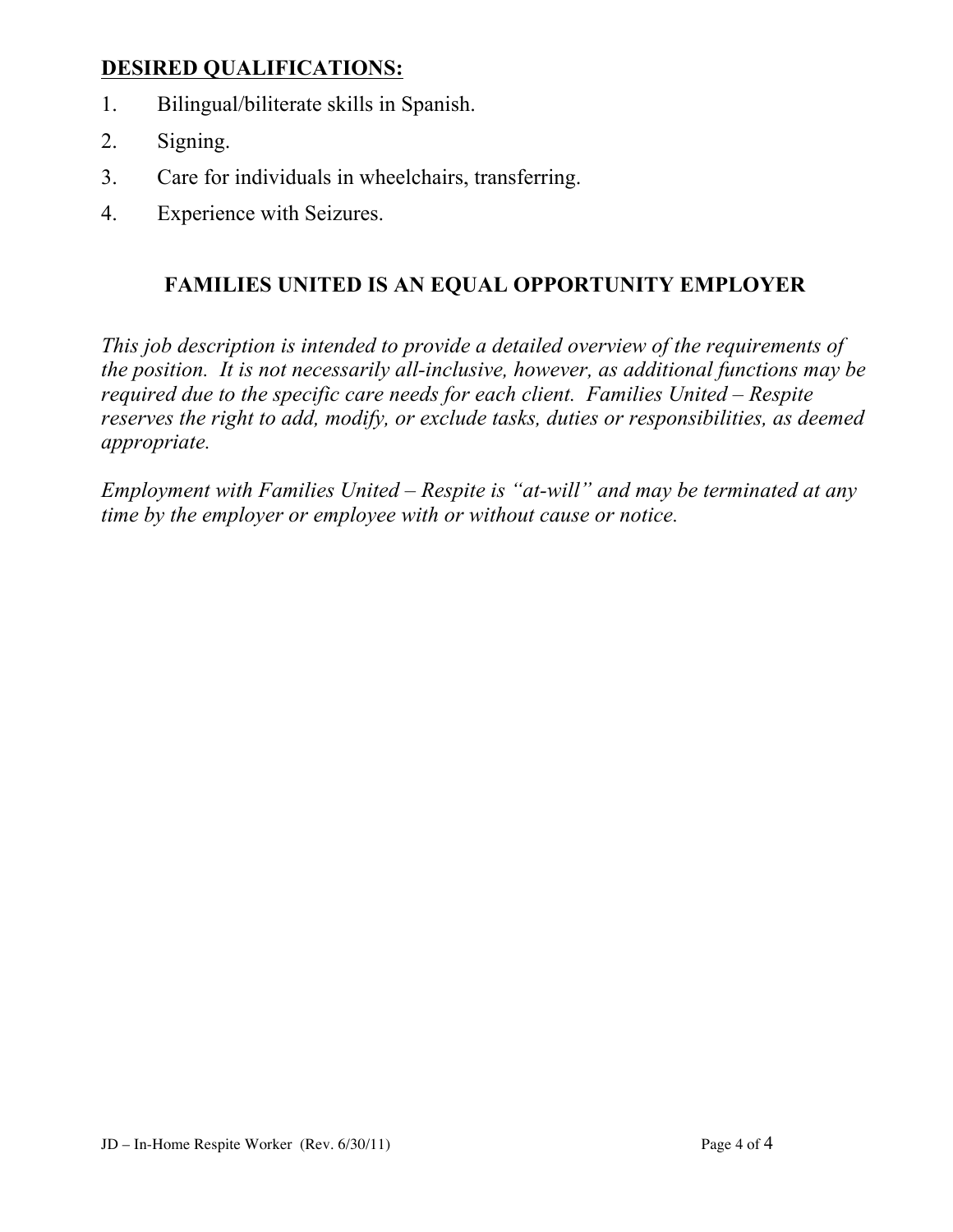**DESIRED QUALIFICATIONS:**

1. Bilingual/biliterate skills in Spanish.
2. Signing.
3. Care for individuals in wheelchairs, transferring.
4. Experience with Seizures.

**FAMILIES UNITED IS AN EQUAL OPPORTUNITY EMPLOYER**

*This job description is intended to provide a detailed overview of the requirements of the position. It is not necessarily all-inclusive, however, as additional functions may be required due to the specific care needs for each client. Families United – Respite reserves the right to add, modify, or exclude tasks, duties or responsibilities, as deemed appropriate.*

*Employment with Families United – Respite is "at-will" and may be terminated at any time by the employer or employee with or without cause or notice.*